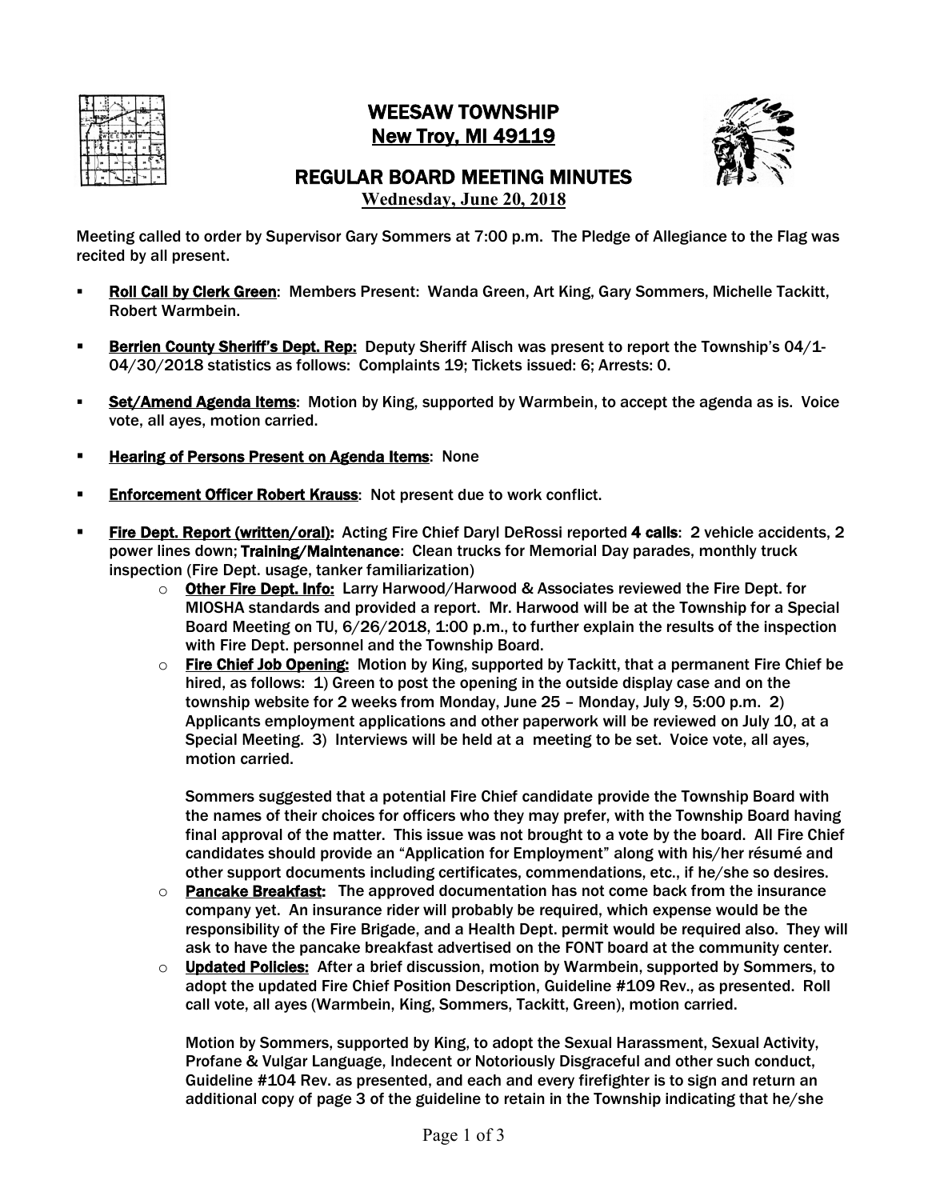# WEESAW TOWNSHIP
## New Troy, MI 49119

## REGULAR BOARD MEETING MINUTES
**Wednesday, June 20, 2018**

Meeting called to order by Supervisor Gary Sommers at 7:00 p.m. The Pledge of Allegiance to the Flag was recited by all present.

- **Roll Call by Clerk Green**: Members Present: Wanda Green, Art King, Gary Sommers, Michelle Tackitt, Robert Warmbein.

- **Berrien County Sheriff's Dept. Rep:** Deputy Sheriff Alisch was present to report the Township's 04/1-04/30/2018 statistics as follows: Complaints 19; Tickets issued: 6; Arrests: 0.

- **Set/Amend Agenda Items**: Motion by King, supported by Warmbein, to accept the agenda as is. Voice vote, all ayes, motion carried.

- **Hearing of Persons Present on Agenda Items**: None

- **Enforcement Officer Robert Krauss**: Not present due to work conflict.

- **Fire Dept. Report (written/oral):** Acting Fire Chief Daryl DeRossi reported **4 calls**: 2 vehicle accidents, 2 power lines down; **Training/Maintenance**: Clean trucks for Memorial Day parades, monthly truck inspection (Fire Dept. usage, tanker familiarization)
  - **Other Fire Dept. Info:** Larry Harwood/Harwood & Associates reviewed the Fire Dept. for MIOSHA standards and provided a report. Mr. Harwood will be at the Township for a Special Board Meeting on TU, 6/26/2018, 1:00 p.m., to further explain the results of the inspection with Fire Dept. personnel and the Township Board.
  - **Fire Chief Job Opening:** Motion by King, supported by Tackitt, that a permanent Fire Chief be hired, as follows: 1) Green to post the opening in the outside display case and on the township website for 2 weeks from Monday, June 25 – Monday, July 9, 5:00 p.m. 2) Applicants employment applications and other paperwork will be reviewed on July 10, at a Special Meeting. 3) Interviews will be held at a meeting to be set. Voice vote, all ayes, motion carried.

    Sommers suggested that a potential Fire Chief candidate provide the Township Board with the names of their choices for officers who they may prefer, with the Township Board having final approval of the matter. This issue was not brought to a vote by the board. All Fire Chief candidates should provide an "Application for Employment" along with his/her résumé and other support documents including certificates, commendations, etc., if he/she so desires.
  - **Pancake Breakfast:** The approved documentation has not come back from the insurance company yet. An insurance rider will probably be required, which expense would be the responsibility of the Fire Brigade, and a Health Dept. permit would be required also. They will ask to have the pancake breakfast advertised on the FONT board at the community center.
  - **Updated Policies:** After a brief discussion, motion by Warmbein, supported by Sommers, to adopt the updated Fire Chief Position Description, Guideline #109 Rev., as presented. Roll call vote, all ayes (Warmbein, King, Sommers, Tackitt, Green), motion carried.

    Motion by Sommers, supported by King, to adopt the Sexual Harassment, Sexual Activity, Profane & Vulgar Language, Indecent or Notoriously Disgraceful and other such conduct, Guideline #104 Rev. as presented, and each and every firefighter is to sign and return an additional copy of page 3 of the guideline to retain in the Township indicating that he/she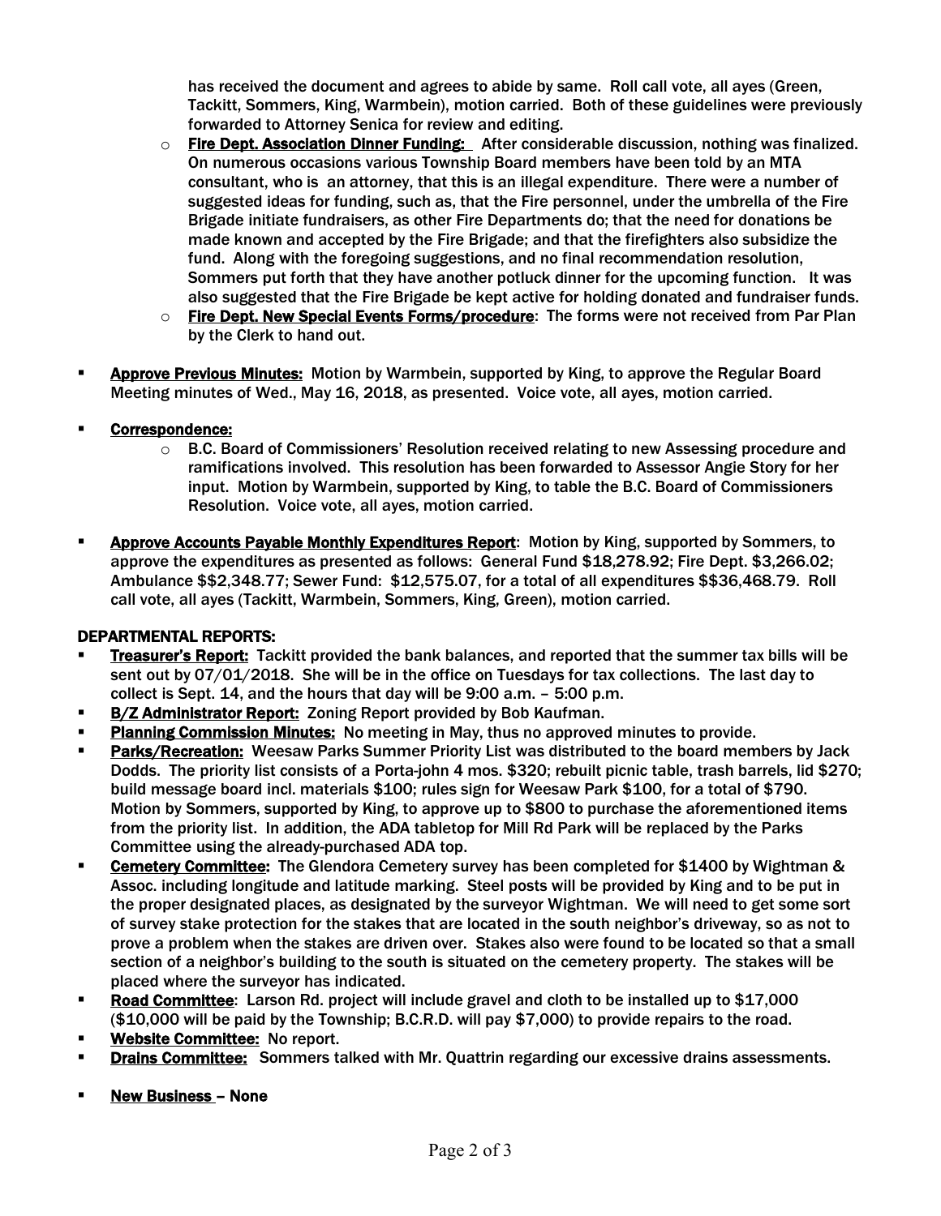has received the document and agrees to abide by same. Roll call vote, all ayes (Green, Tackitt, Sommers, King, Warmbein), motion carried. Both of these guidelines were previously forwarded to Attorney Senica for review and editing.

- **Fire Dept. Association Dinner Funding:** After considerable discussion, nothing was finalized. On numerous occasions various Township Board members have been told by an MTA consultant, who is an attorney, that this is an illegal expenditure. There were a number of suggested ideas for funding, such as, that the Fire personnel, under the umbrella of the Fire Brigade initiate fundraisers, as other Fire Departments do; that the need for donations be made known and accepted by the Fire Brigade; and that the firefighters also subsidize the fund. Along with the foregoing suggestions, and no final recommendation resolution, Sommers put forth that they have another potluck dinner for the upcoming function. It was also suggested that the Fire Brigade be kept active for holding donated and fundraiser funds.
- **Fire Dept. New Special Events Forms/procedure**: The forms were not received from Par Plan by the Clerk to hand out.

- **Approve Previous Minutes:** Motion by Warmbein, supported by King, to approve the Regular Board Meeting minutes of Wed., May 16, 2018, as presented. Voice vote, all ayes, motion carried.

- **Correspondence:**
  - B.C. Board of Commissioners' Resolution received relating to new Assessing procedure and ramifications involved. This resolution has been forwarded to Assessor Angie Story for her input. Motion by Warmbein, supported by King, to table the B.C. Board of Commissioners Resolution. Voice vote, all ayes, motion carried.

- **Approve Accounts Payable Monthly Expenditures Report**: Motion by King, supported by Sommers, to approve the expenditures as presented as follows: General Fund $18,278.92; Fire Dept. $3,266.02; Ambulance $$2,348.77; Sewer Fund: $12,575.07, for a total of all expenditures $$36,468.79. Roll call vote, all ayes (Tackitt, Warmbein, Sommers, King, Green), motion carried.

## DEPARTMENTAL REPORTS:

- **Treasurer's Report:** Tackitt provided the bank balances, and reported that the summer tax bills will be sent out by 07/01/2018. She will be in the office on Tuesdays for tax collections. The last day to collect is Sept. 14, and the hours that day will be 9:00 a.m. – 5:00 p.m.
- **B/Z Administrator Report:** Zoning Report provided by Bob Kaufman.
- **Planning Commission Minutes:** No meeting in May, thus no approved minutes to provide.
- **Parks/Recreation:** Weesaw Parks Summer Priority List was distributed to the board members by Jack Dodds. The priority list consists of a Porta-john 4 mos. $320; rebuilt picnic table, trash barrels, lid $270; build message board incl. materials $100; rules sign for Weesaw Park $100, for a total of $790. Motion by Sommers, supported by King, to approve up to $800 to purchase the aforementioned items from the priority list. In addition, the ADA tabletop for Mill Rd Park will be replaced by the Parks Committee using the already-purchased ADA top.
- **Cemetery Committee:** The Glendora Cemetery survey has been completed for $1400 by Wightman & Assoc. including longitude and latitude marking. Steel posts will be provided by King and to be put in the proper designated places, as designated by the surveyor Wightman. We will need to get some sort of survey stake protection for the stakes that are located in the south neighbor's driveway, so as not to prove a problem when the stakes are driven over. Stakes also were found to be located so that a small section of a neighbor's building to the south is situated on the cemetery property. The stakes will be placed where the surveyor has indicated.
- **Road Committee**: Larson Rd. project will include gravel and cloth to be installed up to $17,000 ($10,000 will be paid by the Township; B.C.R.D. will pay $7,000) to provide repairs to the road.
- **Website Committee:** No report.
- **Drains Committee:** Sommers talked with Mr. Quattrin regarding our excessive drains assessments.

- **New Business – None**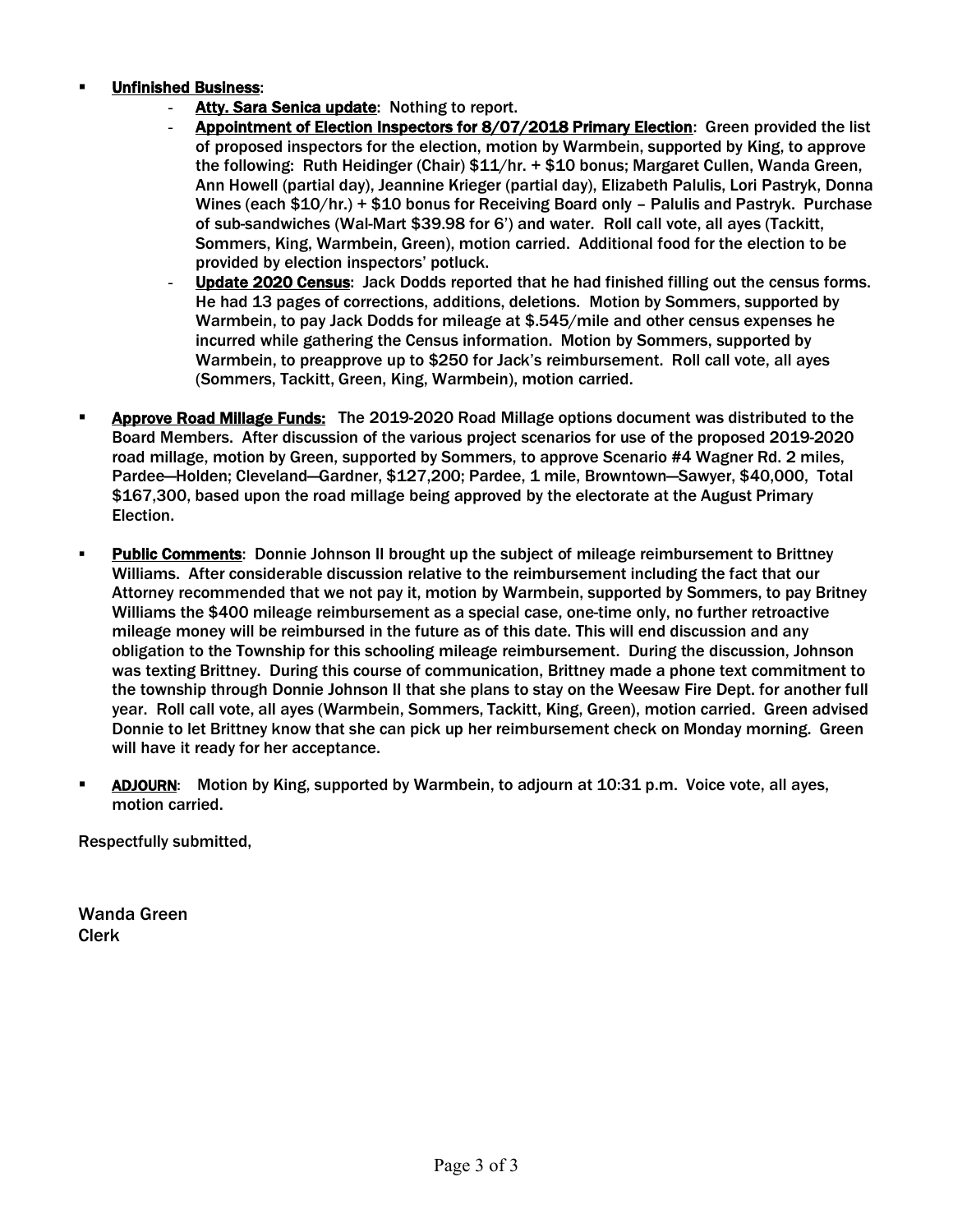- **Unfinished Business**:
  - **Atty. Sara Senica update**: Nothing to report.
  - **Appointment of Election Inspectors for 8/07/2018 Primary Election**: Green provided the list of proposed inspectors for the election, motion by Warmbein, supported by King, to approve the following: Ruth Heidinger (Chair) $11/hr. + $10 bonus; Margaret Cullen, Wanda Green, Ann Howell (partial day), Jeannine Krieger (partial day), Elizabeth Palulis, Lori Pastryk, Donna Wines (each $10/hr.) + $10 bonus for Receiving Board only – Palulis and Pastryk. Purchase of sub-sandwiches (Wal-Mart $39.98 for 6') and water. Roll call vote, all ayes (Tackitt, Sommers, King, Warmbein, Green), motion carried. Additional food for the election to be provided by election inspectors' potluck.
  - **Update 2020 Census**: Jack Dodds reported that he had finished filling out the census forms. He had 13 pages of corrections, additions, deletions. Motion by Sommers, supported by Warmbein, to pay Jack Dodds for mileage at $.545/mile and other census expenses he incurred while gathering the Census information. Motion by Sommers, supported by Warmbein, to preapprove up to $250 for Jack's reimbursement. Roll call vote, all ayes (Sommers, Tackitt, Green, King, Warmbein), motion carried.

- **Approve Road Millage Funds:** The 2019-2020 Road Millage options document was distributed to the Board Members. After discussion of the various project scenarios for use of the proposed 2019-2020 road millage, motion by Green, supported by Sommers, to approve Scenario #4 Wagner Rd. 2 miles, Pardee—Holden; Cleveland—Gardner, $127,200; Pardee, 1 mile, Browntown—Sawyer, $40,000, Total $167,300, based upon the road millage being approved by the electorate at the August Primary Election.

- **Public Comments**: Donnie Johnson II brought up the subject of mileage reimbursement to Brittney Williams. After considerable discussion relative to the reimbursement including the fact that our Attorney recommended that we not pay it, motion by Warmbein, supported by Sommers, to pay Britney Williams the $400 mileage reimbursement as a special case, one-time only, no further retroactive mileage money will be reimbursed in the future as of this date. This will end discussion and any obligation to the Township for this schooling mileage reimbursement. During the discussion, Johnson was texting Brittney. During this course of communication, Brittney made a phone text commitment to the township through Donnie Johnson II that she plans to stay on the Weesaw Fire Dept. for another full year. Roll call vote, all ayes (Warmbein, Sommers, Tackitt, King, Green), motion carried. Green advised Donnie to let Brittney know that she can pick up her reimbursement check on Monday morning. Green will have it ready for her acceptance.

- **ADJOURN**: Motion by King, supported by Warmbein, to adjourn at 10:31 p.m. Voice vote, all ayes, motion carried.

Respectfully submitted,

Wanda Green
Clerk